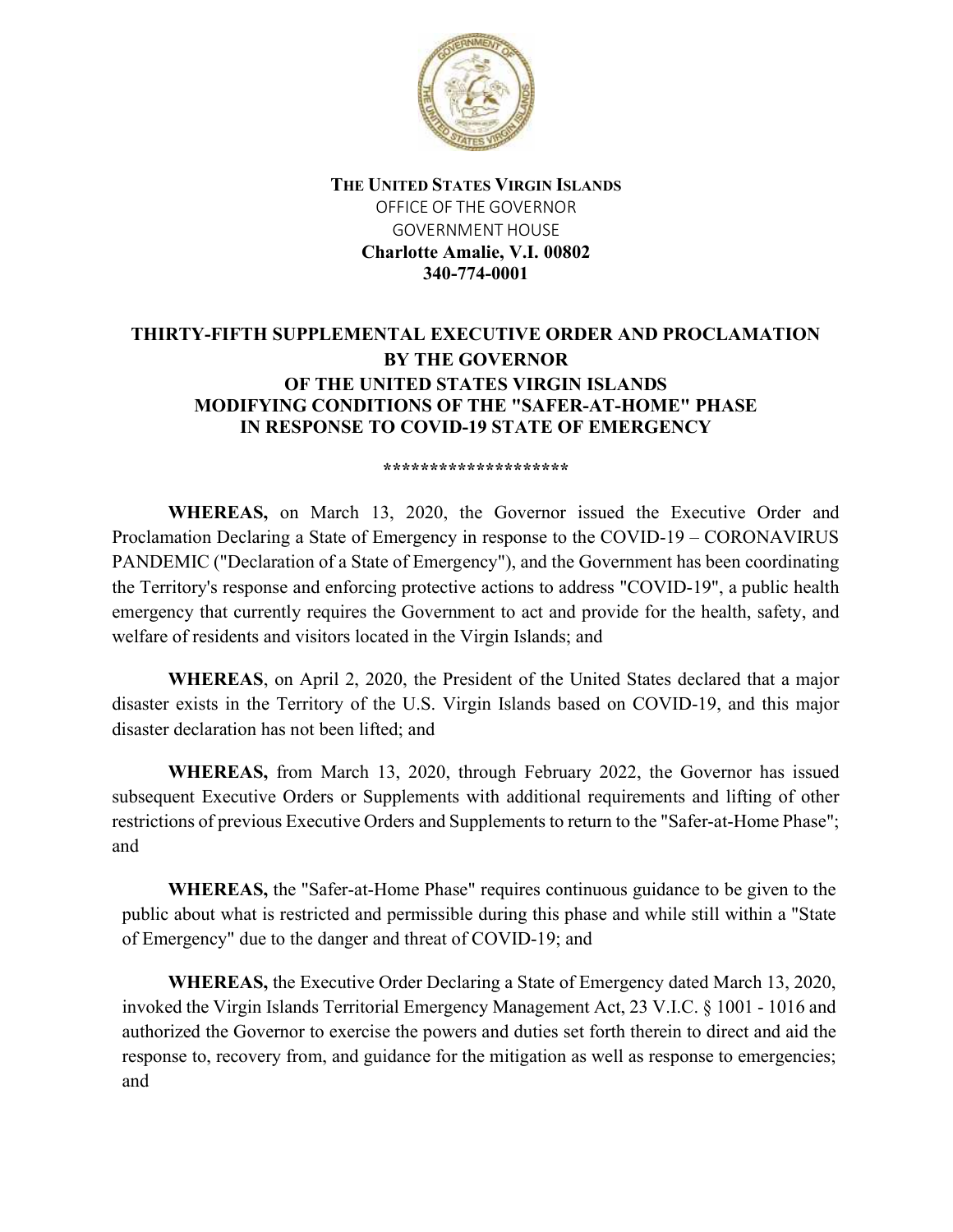**THE UNITED STATES VIRGIN ISLANDS**
OFFICE OF THE GOVERNOR
GOVERNMENT HOUSE
**Charlotte Amalie, V.I. 00802**
**340-774-0001**

# THIRTY-FIFTH SUPPLEMENTAL EXECUTIVE ORDER AND PROCLAMATION BY THE GOVERNOR OF THE UNITED STATES VIRGIN ISLANDS MODIFYING CONDITIONS OF THE "SAFER-AT-HOME" PHASE IN RESPONSE TO COVID-19 STATE OF EMERGENCY

********************

**WHEREAS,** on March 13, 2020, the Governor issued the Executive Order and Proclamation Declaring a State of Emergency in response to the COVID-19 – CORONAVIRUS PANDEMIC ("Declaration of a State of Emergency"), and the Government has been coordinating the Territory's response and enforcing protective actions to address "COVID-19", a public health emergency that currently requires the Government to act and provide for the health, safety, and welfare of residents and visitors located in the Virgin Islands; and

**WHEREAS**, on April 2, 2020, the President of the United States declared that a major disaster exists in the Territory of the U.S. Virgin Islands based on COVID-19, and this major disaster declaration has not been lifted; and

**WHEREAS,** from March 13, 2020, through February 2022, the Governor has issued subsequent Executive Orders or Supplements with additional requirements and lifting of other restrictions of previous Executive Orders and Supplements to return to the "Safer-at-Home Phase"; and

**WHEREAS,** the "Safer-at-Home Phase" requires continuous guidance to be given to the public about what is restricted and permissible during this phase and while still within a "State of Emergency" due to the danger and threat of COVID-19; and

**WHEREAS,** the Executive Order Declaring a State of Emergency dated March 13, 2020, invoked the Virgin Islands Territorial Emergency Management Act, 23 V.I.C. § 1001 - 1016 and authorized the Governor to exercise the powers and duties set forth therein to direct and aid the response to, recovery from, and guidance for the mitigation as well as response to emergencies; and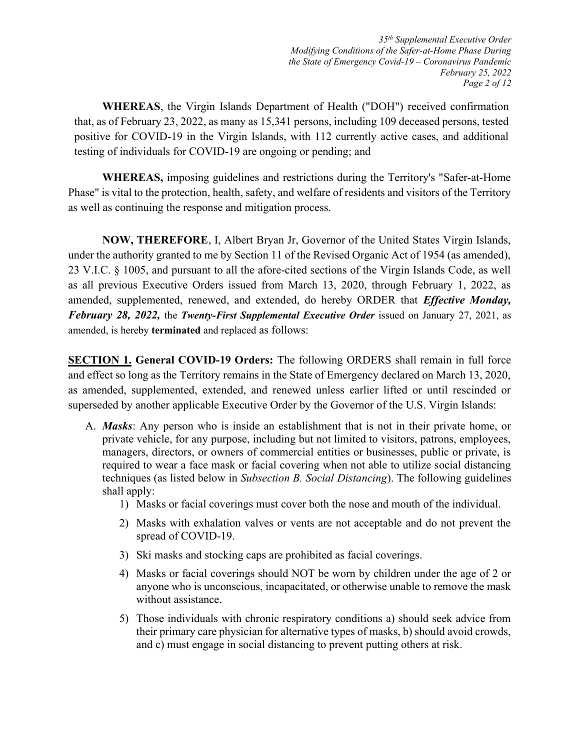**WHEREAS**, the Virgin Islands Department of Health ("DOH") received confirmation that, as of February 23, 2022, as many as 15,341 persons, including 109 deceased persons, tested positive for COVID-19 in the Virgin Islands, with 112 currently active cases, and additional testing of individuals for COVID-19 are ongoing or pending; and

**WHEREAS,** imposing guidelines and restrictions during the Territory's "Safer-at-Home Phase" is vital to the protection, health, safety, and welfare of residents and visitors of the Territory as well as continuing the response and mitigation process.

**NOW, THEREFORE**, I, Albert Bryan Jr, Governor of the United States Virgin Islands, under the authority granted to me by Section 11 of the Revised Organic Act of 1954 (as amended), 23 V.I.C. § 1005, and pursuant to all the afore-cited sections of the Virgin Islands Code, as well as all previous Executive Orders issued from March 13, 2020, through February 1, 2022, as amended, supplemented, renewed, and extended, do hereby ORDER that ***Effective Monday, February 28, 2022,*** the ***Twenty-First Supplemental Executive Order*** issued on January 27, 2021, as amended, is hereby **terminated** and replaced as follows:

**SECTION 1. General COVID-19 Orders:** The following ORDERS shall remain in full force and effect so long as the Territory remains in the State of Emergency declared on March 13, 2020, as amended, supplemented, extended, and renewed unless earlier lifted or until rescinded or superseded by another applicable Executive Order by the Governor of the U.S. Virgin Islands:

A. ***Masks***: Any person who is inside an establishment that is not in their private home, or private vehicle, for any purpose, including but not limited to visitors, patrons, employees, managers, directors, or owners of commercial entities or businesses, public or private, is required to wear a face mask or facial covering when not able to utilize social distancing techniques (as listed below in *Subsection B. Social Distancing*). The following guidelines shall apply:

   1) Masks or facial coverings must cover both the nose and mouth of the individual.
   2) Masks with exhalation valves or vents are not acceptable and do not prevent the spread of COVID-19.
   3) Ski masks and stocking caps are prohibited as facial coverings.
   4) Masks or facial coverings should NOT be worn by children under the age of 2 or anyone who is unconscious, incapacitated, or otherwise unable to remove the mask without assistance.
   5) Those individuals with chronic respiratory conditions a) should seek advice from their primary care physician for alternative types of masks, b) should avoid crowds, and c) must engage in social distancing to prevent putting others at risk.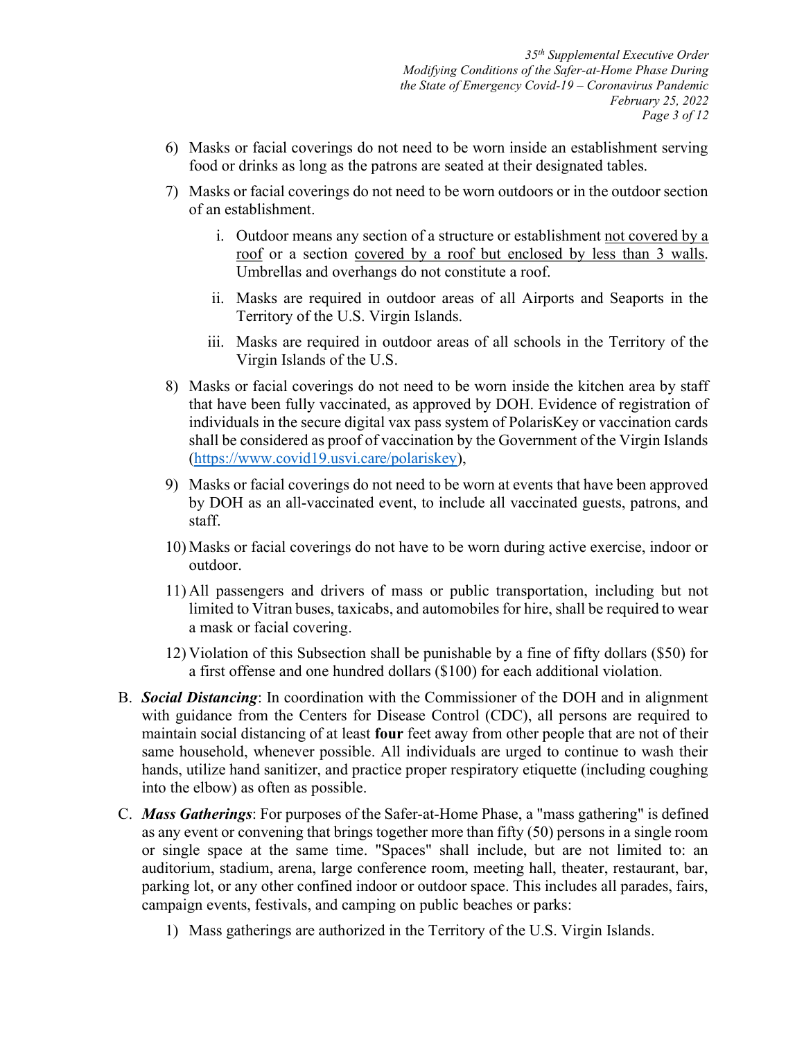6) Masks or facial coverings do not need to be worn inside an establishment serving food or drinks as long as the patrons are seated at their designated tables.

7) Masks or facial coverings do not need to be worn outdoors or in the outdoor section of an establishment.

   i. Outdoor means any section of a structure or establishment <u>not covered by a roof</u> or a section <u>covered by a roof but enclosed by less than 3 walls</u>. Umbrellas and overhangs do not constitute a roof.

   ii. Masks are required in outdoor areas of all Airports and Seaports in the Territory of the U.S. Virgin Islands.

   iii. Masks are required in outdoor areas of all schools in the Territory of the Virgin Islands of the U.S.

8) Masks or facial coverings do not need to be worn inside the kitchen area by staff that have been fully vaccinated, as approved by DOH. Evidence of registration of individuals in the secure digital vax pass system of PolarisKey or vaccination cards shall be considered as proof of vaccination by the Government of the Virgin Islands (https://www.covid19.usvi.care/polariskey),

9) Masks or facial coverings do not need to be worn at events that have been approved by DOH as an all-vaccinated event, to include all vaccinated guests, patrons, and staff.

10) Masks or facial coverings do not have to be worn during active exercise, indoor or outdoor.

11) All passengers and drivers of mass or public transportation, including but not limited to Vitran buses, taxicabs, and automobiles for hire, shall be required to wear a mask or facial covering.

12) Violation of this Subsection shall be punishable by a fine of fifty dollars ($50) for a first offense and one hundred dollars ($100) for each additional violation.

B. ***Social Distancing***: In coordination with the Commissioner of the DOH and in alignment with guidance from the Centers for Disease Control (CDC), all persons are required to maintain social distancing of at least **four** feet away from other people that are not of their same household, whenever possible. All individuals are urged to continue to wash their hands, utilize hand sanitizer, and practice proper respiratory etiquette (including coughing into the elbow) as often as possible.

C. ***Mass Gatherings***: For purposes of the Safer-at-Home Phase, a "mass gathering" is defined as any event or convening that brings together more than fifty (50) persons in a single room or single space at the same time. "Spaces" shall include, but are not limited to: an auditorium, stadium, arena, large conference room, meeting hall, theater, restaurant, bar, parking lot, or any other confined indoor or outdoor space. This includes all parades, fairs, campaign events, festivals, and camping on public beaches or parks:

   1) Mass gatherings are authorized in the Territory of the U.S. Virgin Islands.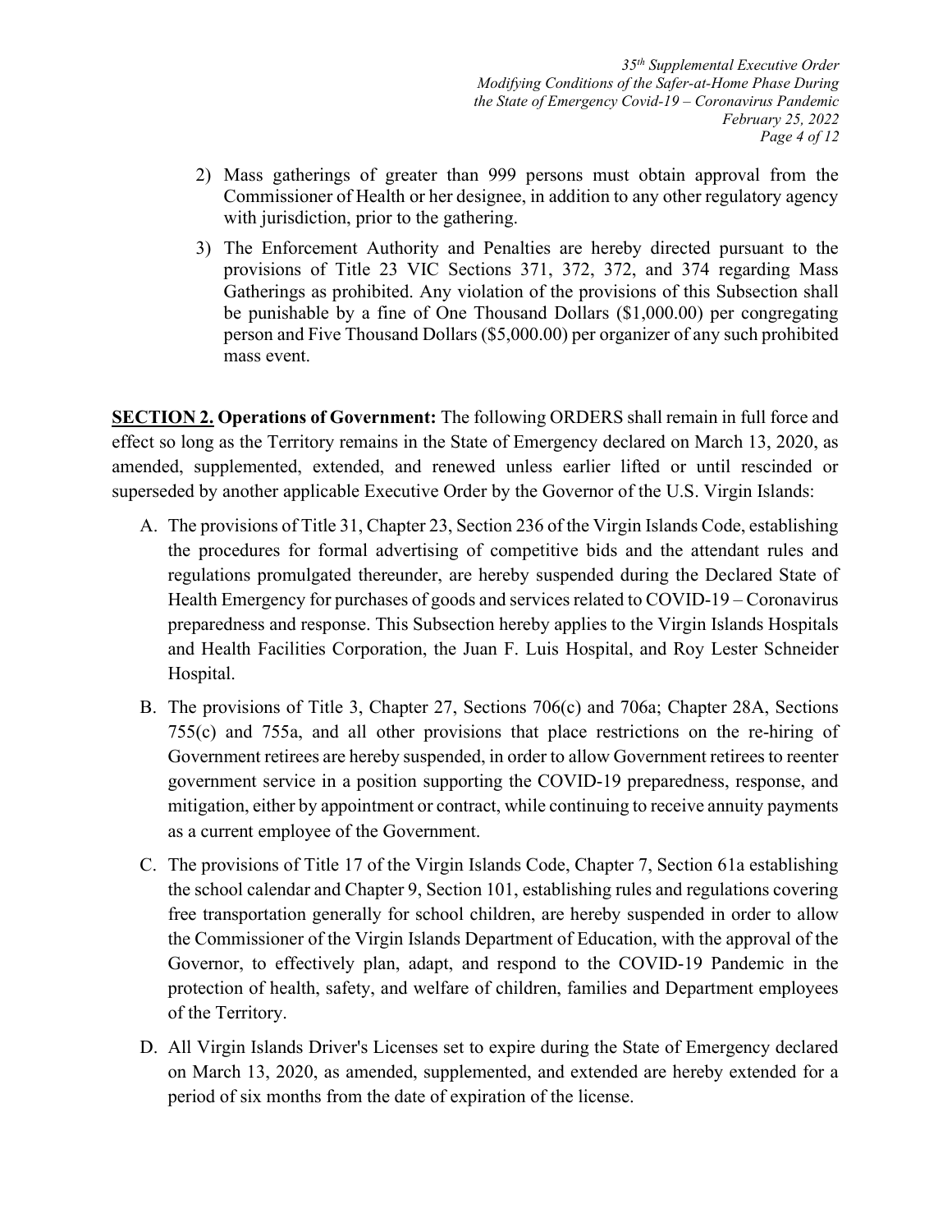2) Mass gatherings of greater than 999 persons must obtain approval from the Commissioner of Health or her designee, in addition to any other regulatory agency with jurisdiction, prior to the gathering.

3) The Enforcement Authority and Penalties are hereby directed pursuant to the provisions of Title 23 VIC Sections 371, 372, 372, and 374 regarding Mass Gatherings as prohibited. Any violation of the provisions of this Subsection shall be punishable by a fine of One Thousand Dollars ($1,000.00) per congregating person and Five Thousand Dollars ($5,000.00) per organizer of any such prohibited mass event.

**SECTION 2. Operations of Government:** The following ORDERS shall remain in full force and effect so long as the Territory remains in the State of Emergency declared on March 13, 2020, as amended, supplemented, extended, and renewed unless earlier lifted or until rescinded or superseded by another applicable Executive Order by the Governor of the U.S. Virgin Islands:

A. The provisions of Title 31, Chapter 23, Section 236 of the Virgin Islands Code, establishing the procedures for formal advertising of competitive bids and the attendant rules and regulations promulgated thereunder, are hereby suspended during the Declared State of Health Emergency for purchases of goods and services related to COVID-19 – Coronavirus preparedness and response. This Subsection hereby applies to the Virgin Islands Hospitals and Health Facilities Corporation, the Juan F. Luis Hospital, and Roy Lester Schneider Hospital.

B. The provisions of Title 3, Chapter 27, Sections 706(c) and 706a; Chapter 28A, Sections 755(c) and 755a, and all other provisions that place restrictions on the re-hiring of Government retirees are hereby suspended, in order to allow Government retirees to reenter government service in a position supporting the COVID-19 preparedness, response, and mitigation, either by appointment or contract, while continuing to receive annuity payments as a current employee of the Government.

C. The provisions of Title 17 of the Virgin Islands Code, Chapter 7, Section 61a establishing the school calendar and Chapter 9, Section 101, establishing rules and regulations covering free transportation generally for school children, are hereby suspended in order to allow the Commissioner of the Virgin Islands Department of Education, with the approval of the Governor, to effectively plan, adapt, and respond to the COVID-19 Pandemic in the protection of health, safety, and welfare of children, families and Department employees of the Territory.

D. All Virgin Islands Driver's Licenses set to expire during the State of Emergency declared on March 13, 2020, as amended, supplemented, and extended are hereby extended for a period of six months from the date of expiration of the license.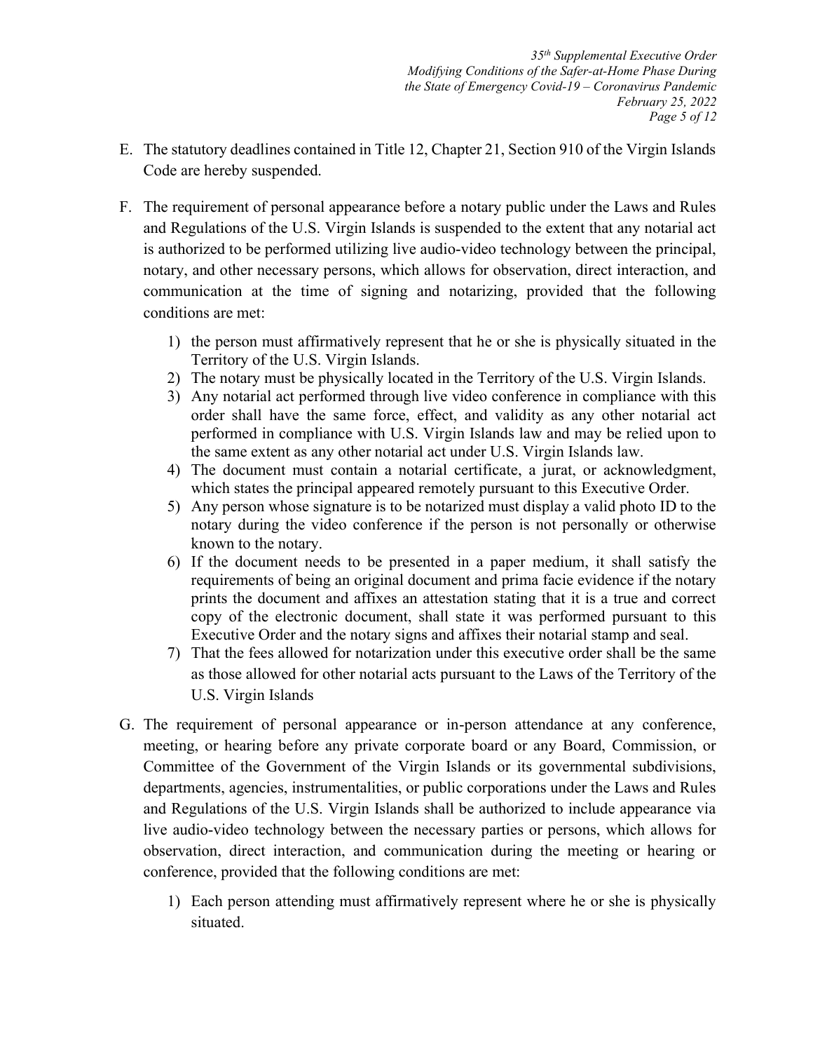E. The statutory deadlines contained in Title 12, Chapter 21, Section 910 of the Virgin Islands Code are hereby suspended.

F. The requirement of personal appearance before a notary public under the Laws and Rules and Regulations of the U.S. Virgin Islands is suspended to the extent that any notarial act is authorized to be performed utilizing live audio-video technology between the principal, notary, and other necessary persons, which allows for observation, direct interaction, and communication at the time of signing and notarizing, provided that the following conditions are met:

   1) the person must affirmatively represent that he or she is physically situated in the Territory of the U.S. Virgin Islands.
   2) The notary must be physically located in the Territory of the U.S. Virgin Islands.
   3) Any notarial act performed through live video conference in compliance with this order shall have the same force, effect, and validity as any other notarial act performed in compliance with U.S. Virgin Islands law and may be relied upon to the same extent as any other notarial act under U.S. Virgin Islands law.
   4) The document must contain a notarial certificate, a jurat, or acknowledgment, which states the principal appeared remotely pursuant to this Executive Order.
   5) Any person whose signature is to be notarized must display a valid photo ID to the notary during the video conference if the person is not personally or otherwise known to the notary.
   6) If the document needs to be presented in a paper medium, it shall satisfy the requirements of being an original document and prima facie evidence if the notary prints the document and affixes an attestation stating that it is a true and correct copy of the electronic document, shall state it was performed pursuant to this Executive Order and the notary signs and affixes their notarial stamp and seal.
   7) That the fees allowed for notarization under this executive order shall be the same as those allowed for other notarial acts pursuant to the Laws of the Territory of the U.S. Virgin Islands

G. The requirement of personal appearance or in-person attendance at any conference, meeting, or hearing before any private corporate board or any Board, Commission, or Committee of the Government of the Virgin Islands or its governmental subdivisions, departments, agencies, instrumentalities, or public corporations under the Laws and Rules and Regulations of the U.S. Virgin Islands shall be authorized to include appearance via live audio-video technology between the necessary parties or persons, which allows for observation, direct interaction, and communication during the meeting or hearing or conference, provided that the following conditions are met:

   1) Each person attending must affirmatively represent where he or she is physically situated.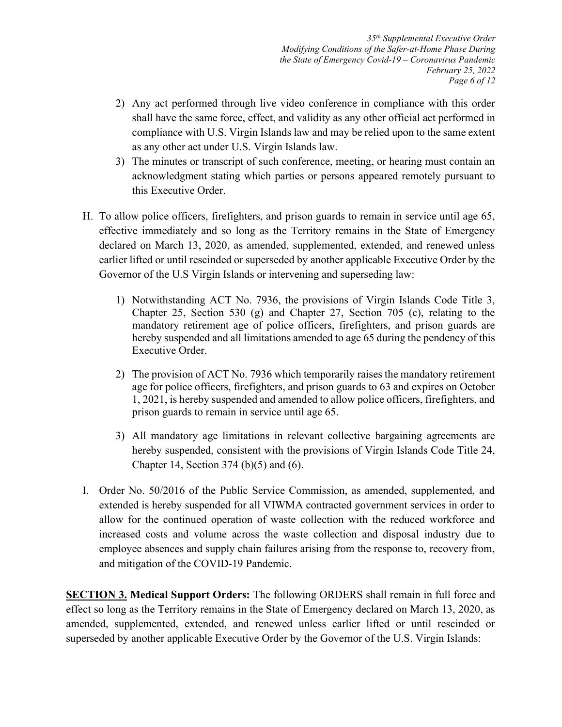2) Any act performed through live video conference in compliance with this order shall have the same force, effect, and validity as any other official act performed in compliance with U.S. Virgin Islands law and may be relied upon to the same extent as any other act under U.S. Virgin Islands law.
3) The minutes or transcript of such conference, meeting, or hearing must contain an acknowledgment stating which parties or persons appeared remotely pursuant to this Executive Order.

H. To allow police officers, firefighters, and prison guards to remain in service until age 65, effective immediately and so long as the Territory remains in the State of Emergency declared on March 13, 2020, as amended, supplemented, extended, and renewed unless earlier lifted or until rescinded or superseded by another applicable Executive Order by the Governor of the U.S Virgin Islands or intervening and superseding law:

1) Notwithstanding ACT No. 7936, the provisions of Virgin Islands Code Title 3, Chapter 25, Section 530 (g) and Chapter 27, Section 705 (c), relating to the mandatory retirement age of police officers, firefighters, and prison guards are hereby suspended and all limitations amended to age 65 during the pendency of this Executive Order.

2) The provision of ACT No. 7936 which temporarily raises the mandatory retirement age for police officers, firefighters, and prison guards to 63 and expires on October 1, 2021, is hereby suspended and amended to allow police officers, firefighters, and prison guards to remain in service until age 65.

3) All mandatory age limitations in relevant collective bargaining agreements are hereby suspended, consistent with the provisions of Virgin Islands Code Title 24, Chapter 14, Section 374 (b)(5) and (6).

I. Order No. 50/2016 of the Public Service Commission, as amended, supplemented, and extended is hereby suspended for all VIWMA contracted government services in order to allow for the continued operation of waste collection with the reduced workforce and increased costs and volume across the waste collection and disposal industry due to employee absences and supply chain failures arising from the response to, recovery from, and mitigation of the COVID-19 Pandemic.

**SECTION 3. Medical Support Orders:** The following ORDERS shall remain in full force and effect so long as the Territory remains in the State of Emergency declared on March 13, 2020, as amended, supplemented, extended, and renewed unless earlier lifted or until rescinded or superseded by another applicable Executive Order by the Governor of the U.S. Virgin Islands: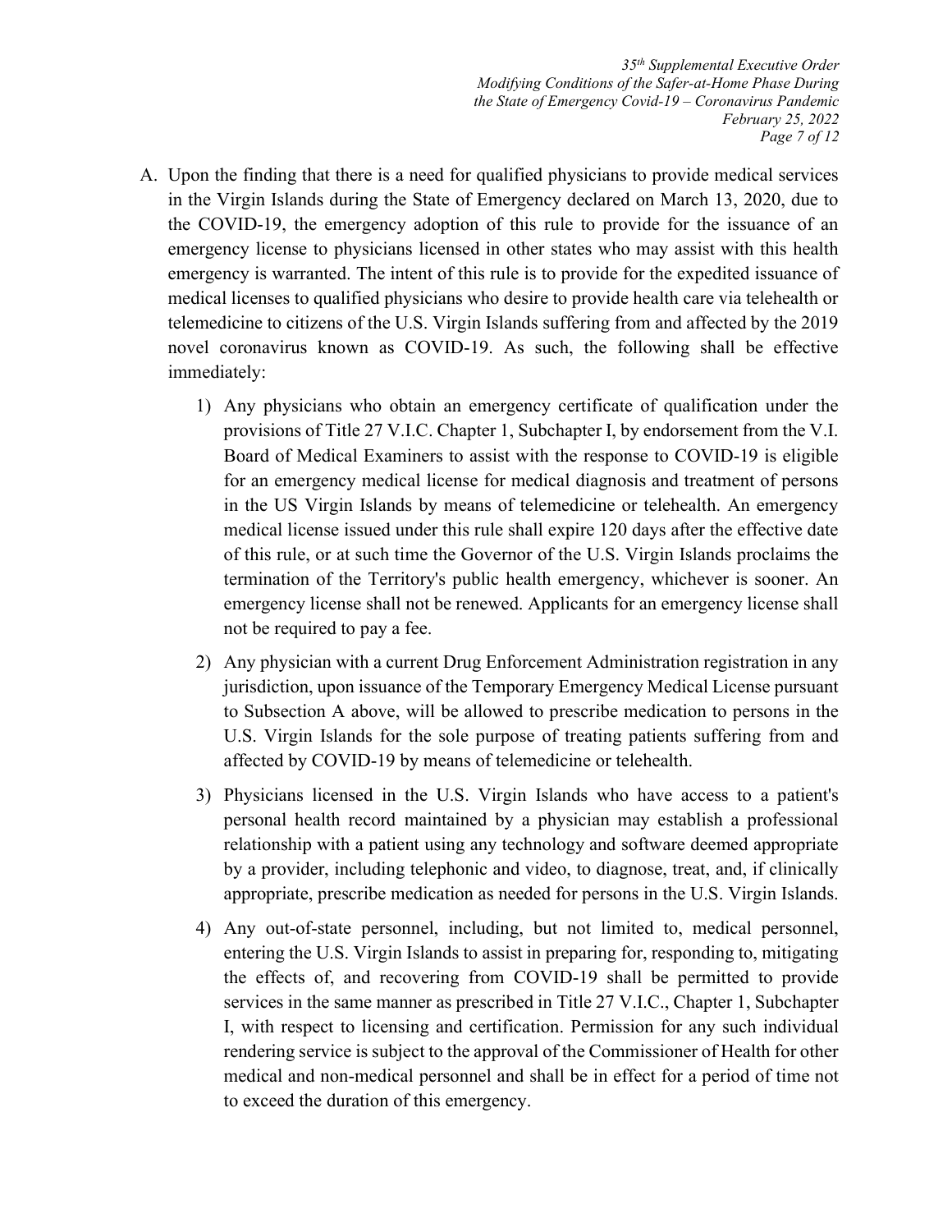A. Upon the finding that there is a need for qualified physicians to provide medical services in the Virgin Islands during the State of Emergency declared on March 13, 2020, due to the COVID-19, the emergency adoption of this rule to provide for the issuance of an emergency license to physicians licensed in other states who may assist with this health emergency is warranted. The intent of this rule is to provide for the expedited issuance of medical licenses to qualified physicians who desire to provide health care via telehealth or telemedicine to citizens of the U.S. Virgin Islands suffering from and affected by the 2019 novel coronavirus known as COVID-19. As such, the following shall be effective immediately:

   1) Any physicians who obtain an emergency certificate of qualification under the provisions of Title 27 V.I.C. Chapter 1, Subchapter I, by endorsement from the V.I. Board of Medical Examiners to assist with the response to COVID-19 is eligible for an emergency medical license for medical diagnosis and treatment of persons in the US Virgin Islands by means of telemedicine or telehealth. An emergency medical license issued under this rule shall expire 120 days after the effective date of this rule, or at such time the Governor of the U.S. Virgin Islands proclaims the termination of the Territory's public health emergency, whichever is sooner. An emergency license shall not be renewed. Applicants for an emergency license shall not be required to pay a fee.

   2) Any physician with a current Drug Enforcement Administration registration in any jurisdiction, upon issuance of the Temporary Emergency Medical License pursuant to Subsection A above, will be allowed to prescribe medication to persons in the U.S. Virgin Islands for the sole purpose of treating patients suffering from and affected by COVID-19 by means of telemedicine or telehealth.

   3) Physicians licensed in the U.S. Virgin Islands who have access to a patient's personal health record maintained by a physician may establish a professional relationship with a patient using any technology and software deemed appropriate by a provider, including telephonic and video, to diagnose, treat, and, if clinically appropriate, prescribe medication as needed for persons in the U.S. Virgin Islands.

   4) Any out-of-state personnel, including, but not limited to, medical personnel, entering the U.S. Virgin Islands to assist in preparing for, responding to, mitigating the effects of, and recovering from COVID-19 shall be permitted to provide services in the same manner as prescribed in Title 27 V.I.C., Chapter 1, Subchapter I, with respect to licensing and certification. Permission for any such individual rendering service is subject to the approval of the Commissioner of Health for other medical and non-medical personnel and shall be in effect for a period of time not to exceed the duration of this emergency.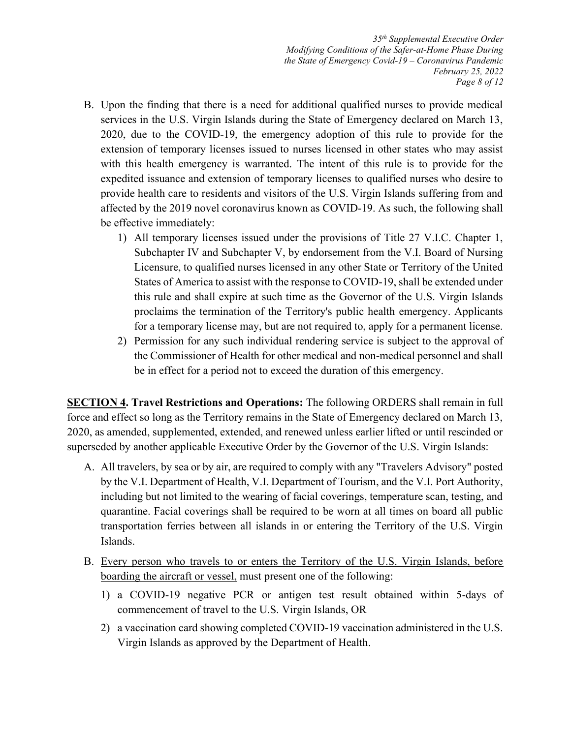B. Upon the finding that there is a need for additional qualified nurses to provide medical services in the U.S. Virgin Islands during the State of Emergency declared on March 13, 2020, due to the COVID-19, the emergency adoption of this rule to provide for the extension of temporary licenses issued to nurses licensed in other states who may assist with this health emergency is warranted. The intent of this rule is to provide for the expedited issuance and extension of temporary licenses to qualified nurses who desire to provide health care to residents and visitors of the U.S. Virgin Islands suffering from and affected by the 2019 novel coronavirus known as COVID-19. As such, the following shall be effective immediately:

   1) All temporary licenses issued under the provisions of Title 27 V.I.C. Chapter 1, Subchapter IV and Subchapter V, by endorsement from the V.I. Board of Nursing Licensure, to qualified nurses licensed in any other State or Territory of the United States of America to assist with the response to COVID-19, shall be extended under this rule and shall expire at such time as the Governor of the U.S. Virgin Islands proclaims the termination of the Territory's public health emergency. Applicants for a temporary license may, but are not required to, apply for a permanent license.
   2) Permission for any such individual rendering service is subject to the approval of the Commissioner of Health for other medical and non-medical personnel and shall be in effect for a period not to exceed the duration of this emergency.

<u>**SECTION 4**</u>**. Travel Restrictions and Operations:** The following ORDERS shall remain in full force and effect so long as the Territory remains in the State of Emergency declared on March 13, 2020, as amended, supplemented, extended, and renewed unless earlier lifted or until rescinded or superseded by another applicable Executive Order by the Governor of the U.S. Virgin Islands:

A. All travelers, by sea or by air, are required to comply with any "Travelers Advisory" posted by the V.I. Department of Health, V.I. Department of Tourism, and the V.I. Port Authority, including but not limited to the wearing of facial coverings, temperature scan, testing, and quarantine. Facial coverings shall be required to be worn at all times on board all public transportation ferries between all islands in or entering the Territory of the U.S. Virgin Islands.

B. <u>Every person who travels to or enters the Territory of the U.S. Virgin Islands, before boarding the aircraft or vessel,</u> must present one of the following:

   1) a COVID-19 negative PCR or antigen test result obtained within 5-days of commencement of travel to the U.S. Virgin Islands, OR
   2) a vaccination card showing completed COVID-19 vaccination administered in the U.S. Virgin Islands as approved by the Department of Health.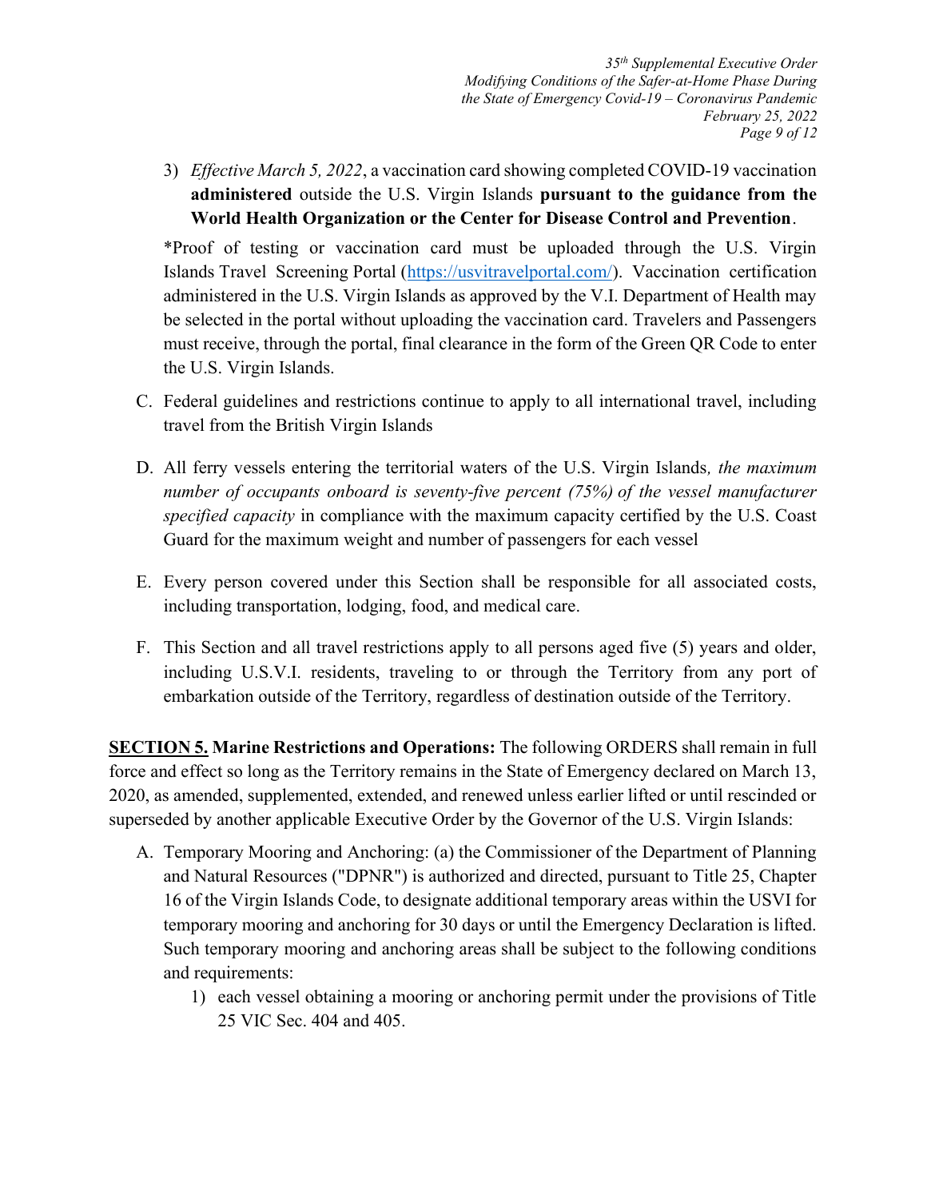3) *Effective March 5, 2022*, a vaccination card showing completed COVID-19 vaccination **administered** outside the U.S. Virgin Islands **pursuant to the guidance from the World Health Organization or the Center for Disease Control and Prevention**.

*Proof of testing or vaccination card must be uploaded through the U.S. Virgin Islands Travel Screening Portal (https://usvitravelportal.com/). Vaccination certification administered in the U.S. Virgin Islands as approved by the V.I. Department of Health may be selected in the portal without uploading the vaccination card. Travelers and Passengers must receive, through the portal, final clearance in the form of the Green QR Code to enter the U.S. Virgin Islands.

C. Federal guidelines and restrictions continue to apply to all international travel, including travel from the British Virgin Islands

D. All ferry vessels entering the territorial waters of the U.S. Virgin Islands*, the maximum number of occupants onboard is seventy-five percent (75%) of the vessel manufacturer specified capacity* in compliance with the maximum capacity certified by the U.S. Coast Guard for the maximum weight and number of passengers for each vessel

E. Every person covered under this Section shall be responsible for all associated costs, including transportation, lodging, food, and medical care.

F. This Section and all travel restrictions apply to all persons aged five (5) years and older, including U.S.V.I. residents, traveling to or through the Territory from any port of embarkation outside of the Territory, regardless of destination outside of the Territory.

**SECTION 5. Marine Restrictions and Operations:** The following ORDERS shall remain in full force and effect so long as the Territory remains in the State of Emergency declared on March 13, 2020, as amended, supplemented, extended, and renewed unless earlier lifted or until rescinded or superseded by another applicable Executive Order by the Governor of the U.S. Virgin Islands:

A. Temporary Mooring and Anchoring: (a) the Commissioner of the Department of Planning and Natural Resources ("DPNR") is authorized and directed, pursuant to Title 25, Chapter 16 of the Virgin Islands Code, to designate additional temporary areas within the USVI for temporary mooring and anchoring for 30 days or until the Emergency Declaration is lifted. Such temporary mooring and anchoring areas shall be subject to the following conditions and requirements:

   1) each vessel obtaining a mooring or anchoring permit under the provisions of Title 25 VIC Sec. 404 and 405.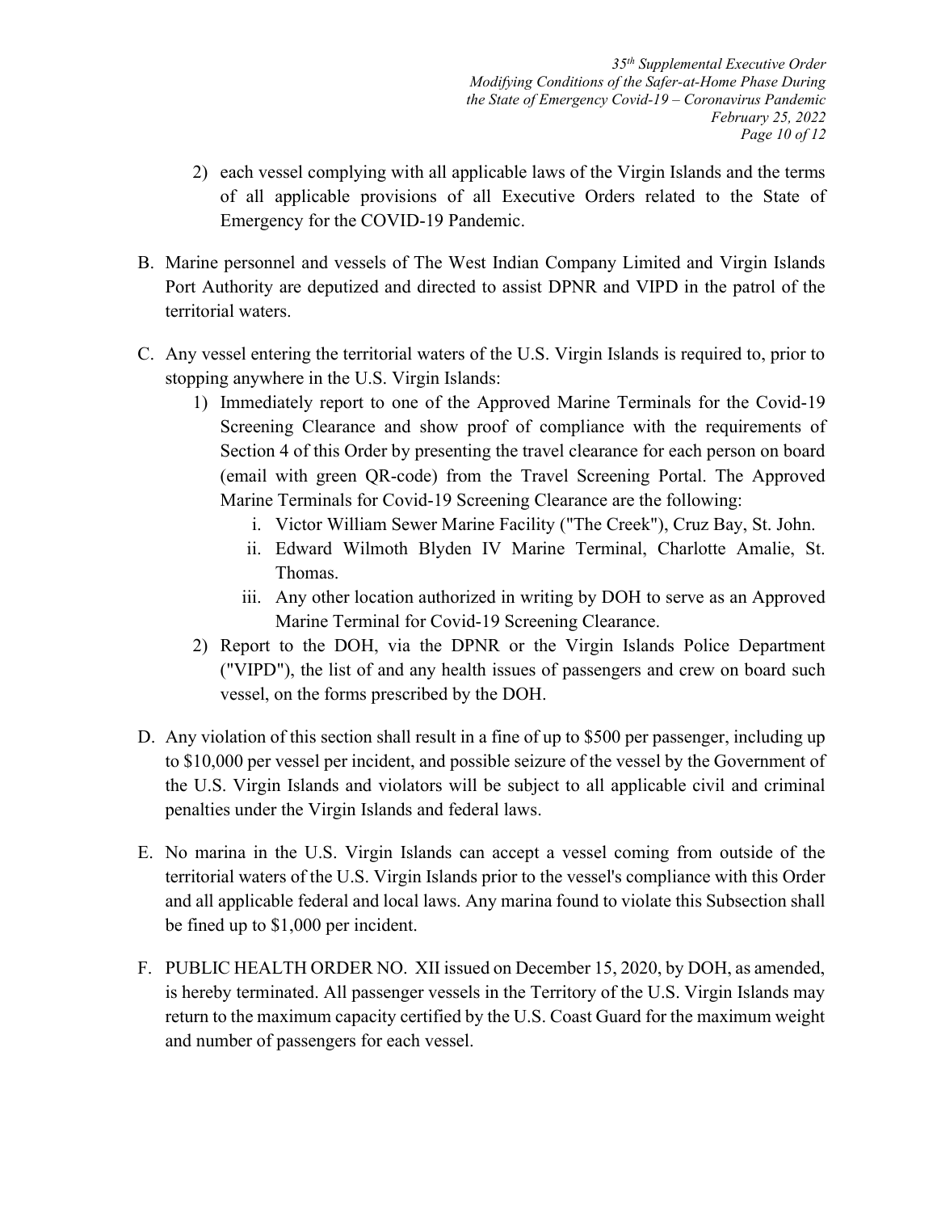2) each vessel complying with all applicable laws of the Virgin Islands and the terms of all applicable provisions of all Executive Orders related to the State of Emergency for the COVID-19 Pandemic.

B. Marine personnel and vessels of The West Indian Company Limited and Virgin Islands Port Authority are deputized and directed to assist DPNR and VIPD in the patrol of the territorial waters.

C. Any vessel entering the territorial waters of the U.S. Virgin Islands is required to, prior to stopping anywhere in the U.S. Virgin Islands:

   1) Immediately report to one of the Approved Marine Terminals for the Covid-19 Screening Clearance and show proof of compliance with the requirements of Section 4 of this Order by presenting the travel clearance for each person on board (email with green QR-code) from the Travel Screening Portal. The Approved Marine Terminals for Covid-19 Screening Clearance are the following:

      i. Victor William Sewer Marine Facility ("The Creek"), Cruz Bay, St. John.

      ii. Edward Wilmoth Blyden IV Marine Terminal, Charlotte Amalie, St. Thomas.

      iii. Any other location authorized in writing by DOH to serve as an Approved Marine Terminal for Covid-19 Screening Clearance.

   2) Report to the DOH, via the DPNR or the Virgin Islands Police Department ("VIPD"), the list of and any health issues of passengers and crew on board such vessel, on the forms prescribed by the DOH.

D. Any violation of this section shall result in a fine of up to $500 per passenger, including up to $10,000 per vessel per incident, and possible seizure of the vessel by the Government of the U.S. Virgin Islands and violators will be subject to all applicable civil and criminal penalties under the Virgin Islands and federal laws.

E. No marina in the U.S. Virgin Islands can accept a vessel coming from outside of the territorial waters of the U.S. Virgin Islands prior to the vessel's compliance with this Order and all applicable federal and local laws. Any marina found to violate this Subsection shall be fined up to $1,000 per incident.

F. PUBLIC HEALTH ORDER NO. XII issued on December 15, 2020, by DOH, as amended, is hereby terminated. All passenger vessels in the Territory of the U.S. Virgin Islands may return to the maximum capacity certified by the U.S. Coast Guard for the maximum weight and number of passengers for each vessel.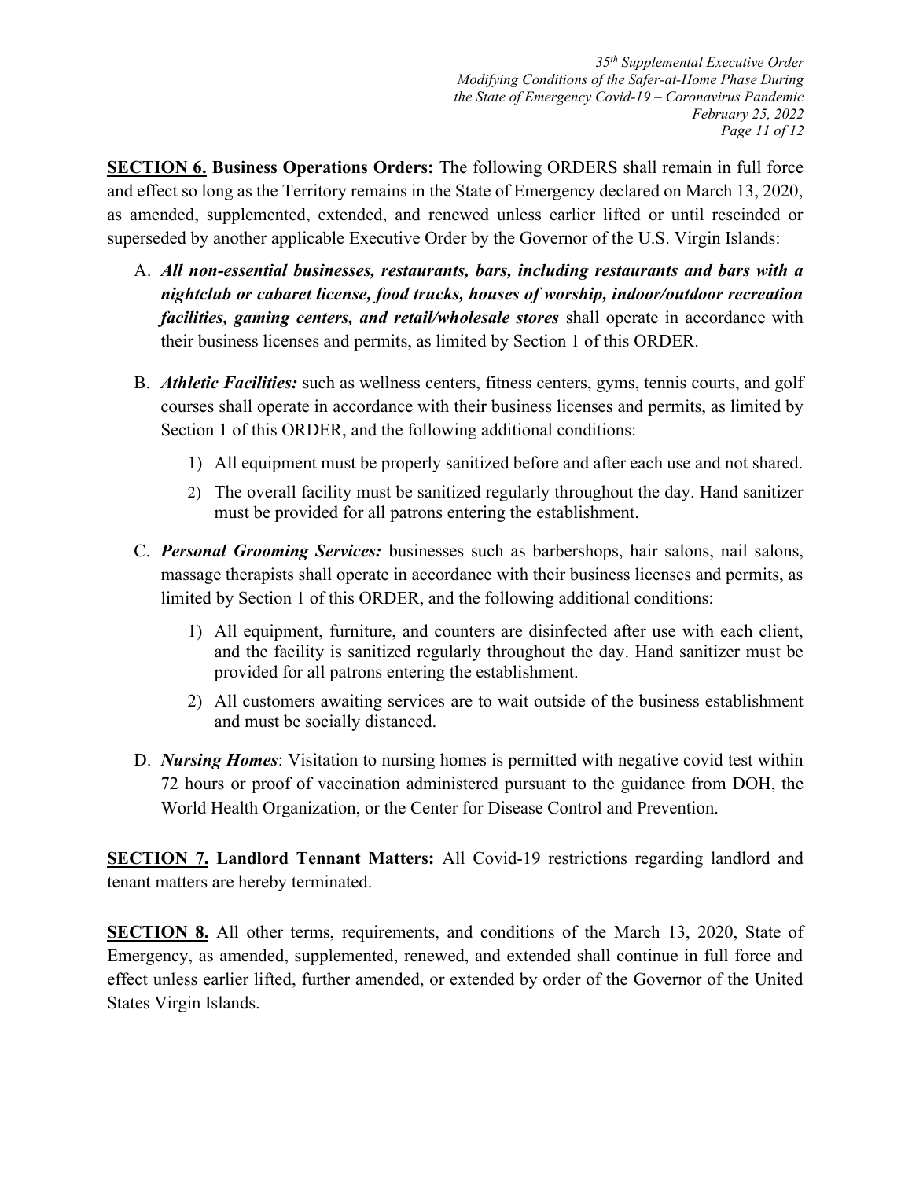**<u>SECTION 6.</u> Business Operations Orders:** The following ORDERS shall remain in full force and effect so long as the Territory remains in the State of Emergency declared on March 13, 2020, as amended, supplemented, extended, and renewed unless earlier lifted or until rescinded or superseded by another applicable Executive Order by the Governor of the U.S. Virgin Islands:

A. ***All non-essential businesses, restaurants, bars, including restaurants and bars with a nightclub or cabaret license, food trucks, houses of worship, indoor/outdoor recreation facilities, gaming centers, and retail/wholesale stores*** shall operate in accordance with their business licenses and permits, as limited by Section 1 of this ORDER.

B. ***Athletic Facilities:*** such as wellness centers, fitness centers, gyms, tennis courts, and golf courses shall operate in accordance with their business licenses and permits, as limited by Section 1 of this ORDER, and the following additional conditions:

   1) All equipment must be properly sanitized before and after each use and not shared.
   2) The overall facility must be sanitized regularly throughout the day. Hand sanitizer must be provided for all patrons entering the establishment.

C. ***Personal Grooming Services:*** businesses such as barbershops, hair salons, nail salons, massage therapists shall operate in accordance with their business licenses and permits, as limited by Section 1 of this ORDER, and the following additional conditions:

   1) All equipment, furniture, and counters are disinfected after use with each client, and the facility is sanitized regularly throughout the day. Hand sanitizer must be provided for all patrons entering the establishment.
   2) All customers awaiting services are to wait outside of the business establishment and must be socially distanced.

D. ***Nursing Homes***: Visitation to nursing homes is permitted with negative covid test within 72 hours or proof of vaccination administered pursuant to the guidance from DOH, the World Health Organization, or the Center for Disease Control and Prevention.

**<u>SECTION 7.</u> Landlord Tennant Matters:** All Covid-19 restrictions regarding landlord and tenant matters are hereby terminated.

**<u>SECTION 8.</u>** All other terms, requirements, and conditions of the March 13, 2020, State of Emergency, as amended, supplemented, renewed, and extended shall continue in full force and effect unless earlier lifted, further amended, or extended by order of the Governor of the United States Virgin Islands.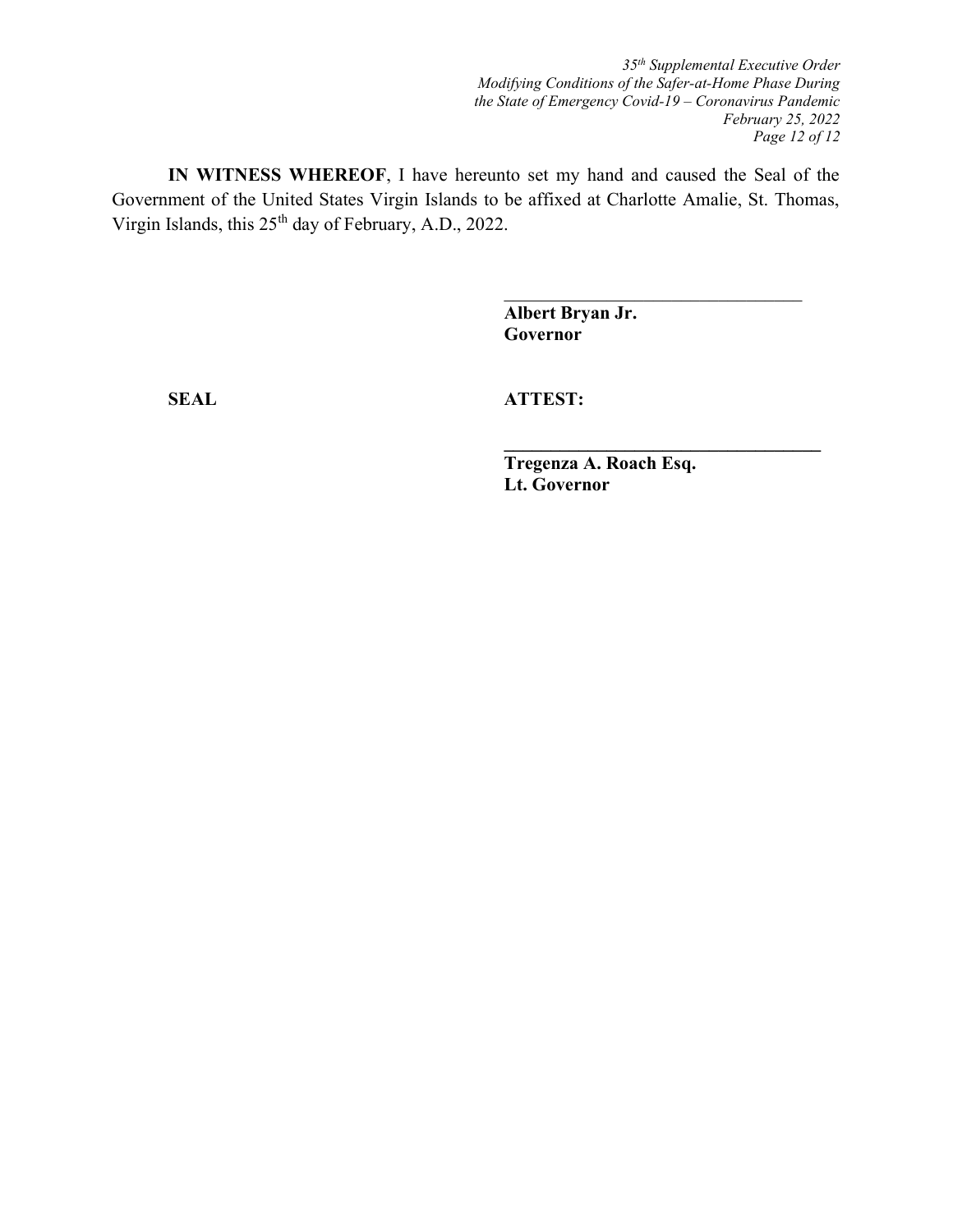**IN WITNESS WHEREOF**, I have hereunto set my hand and caused the Seal of the Government of the United States Virgin Islands to be affixed at Charlotte Amalie, St. Thomas, Virgin Islands, this 25th day of February, A.D., 2022.

\_\_\_\_\_\_\_\_\_\_\_\_\_\_\_\_\_\_\_\_\_\_\_\_\_\_\_\_\_\_\_\_\_\_

**Albert Bryan Jr.**
**Governor**

**SEAL**

**ATTEST:**

\_\_\_\_\_\_\_\_\_\_\_\_\_\_\_\_\_\_\_\_\_\_\_\_\_\_\_\_\_\_\_\_\_\_

**Tregenza A. Roach Esq.**
**Lt. Governor**